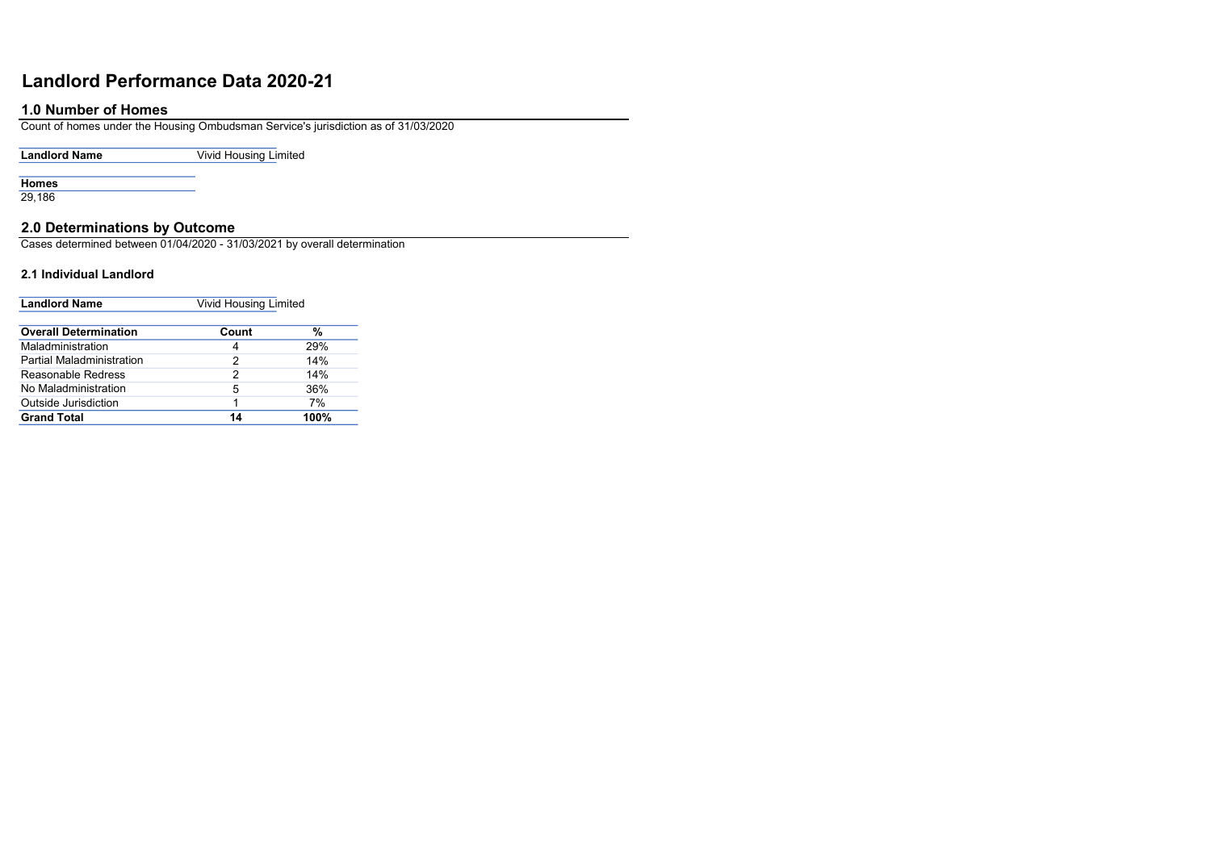# Landlord Performance Data 2020-21

## 1.0 Number of Homes

Count of homes under the Housing Ombudsman Service's jurisdiction as of 31/03/2020

| Landlord Name | Vivid Housing Limited |
|---|---|

| Homes |
|---|
| 29,186 |

## 2.0 Determinations by Outcome

Cases determined between 01/04/2020 - 31/03/2021 by overall determination

### 2.1 Individual Landlord

| Landlord Name | Vivid Housing Limited |
|---|---|

| Overall Determination | Count | % |
|---|---|---|
| Maladministration | 4 | 29% |
| Partial Maladministration | 2 | 14% |
| Reasonable Redress | 2 | 14% |
| No Maladministration | 5 | 36% |
| Outside Jurisdiction | 1 | 7% |
| **Grand Total** | **14** | **100%** |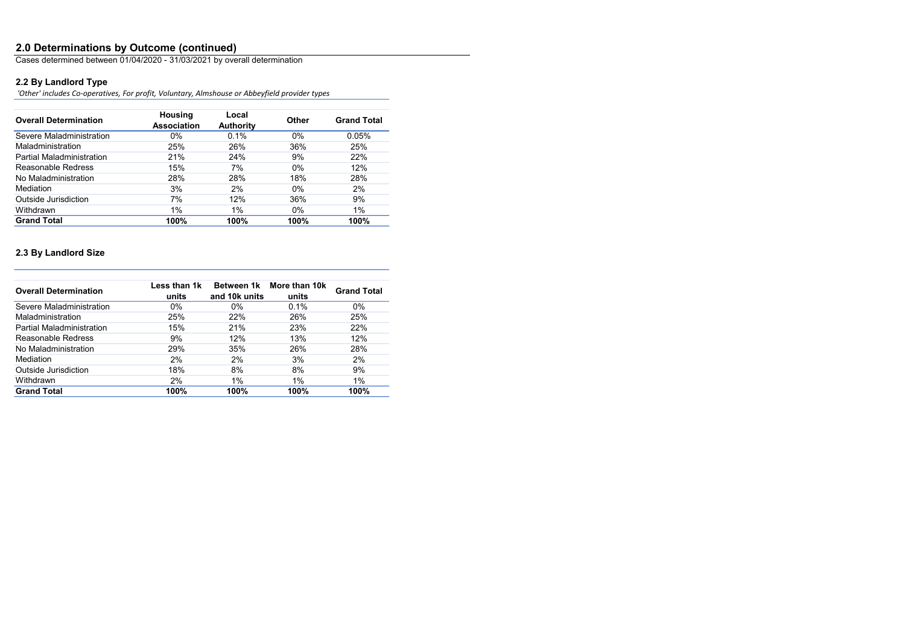## 2.0 Determinations by Outcome (continued)

Cases determined between 01/04/2020 - 31/03/2021 by overall determination

### 2.2 By Landlord Type

*'Other' includes Co-operatives, For profit, Voluntary, Almshouse or Abbeyfield provider types*

| Overall Determination | Housing Association | Local Authority | Other | Grand Total |
|---|---|---|---|---|
| Severe Maladministration | 0% | 0.1% | 0% | 0.05% |
| Maladministration | 25% | 26% | 36% | 25% |
| Partial Maladministration | 21% | 24% | 9% | 22% |
| Reasonable Redress | 15% | 7% | 0% | 12% |
| No Maladministration | 28% | 28% | 18% | 28% |
| Mediation | 3% | 2% | 0% | 2% |
| Outside Jurisdiction | 7% | 12% | 36% | 9% |
| Withdrawn | 1% | 1% | 0% | 1% |
| **Grand Total** | **100%** | **100%** | **100%** | **100%** |

### 2.3 By Landlord Size

| Overall Determination | Less than 1k units | Between 1k and 10k units | More than 10k units | Grand Total |
|---|---|---|---|---|
| Severe Maladministration | 0% | 0% | 0.1% | 0% |
| Maladministration | 25% | 22% | 26% | 25% |
| Partial Maladministration | 15% | 21% | 23% | 22% |
| Reasonable Redress | 9% | 12% | 13% | 12% |
| No Maladministration | 29% | 35% | 26% | 28% |
| Mediation | 2% | 2% | 3% | 2% |
| Outside Jurisdiction | 18% | 8% | 8% | 9% |
| Withdrawn | 2% | 1% | 1% | 1% |
| **Grand Total** | **100%** | **100%** | **100%** | **100%** |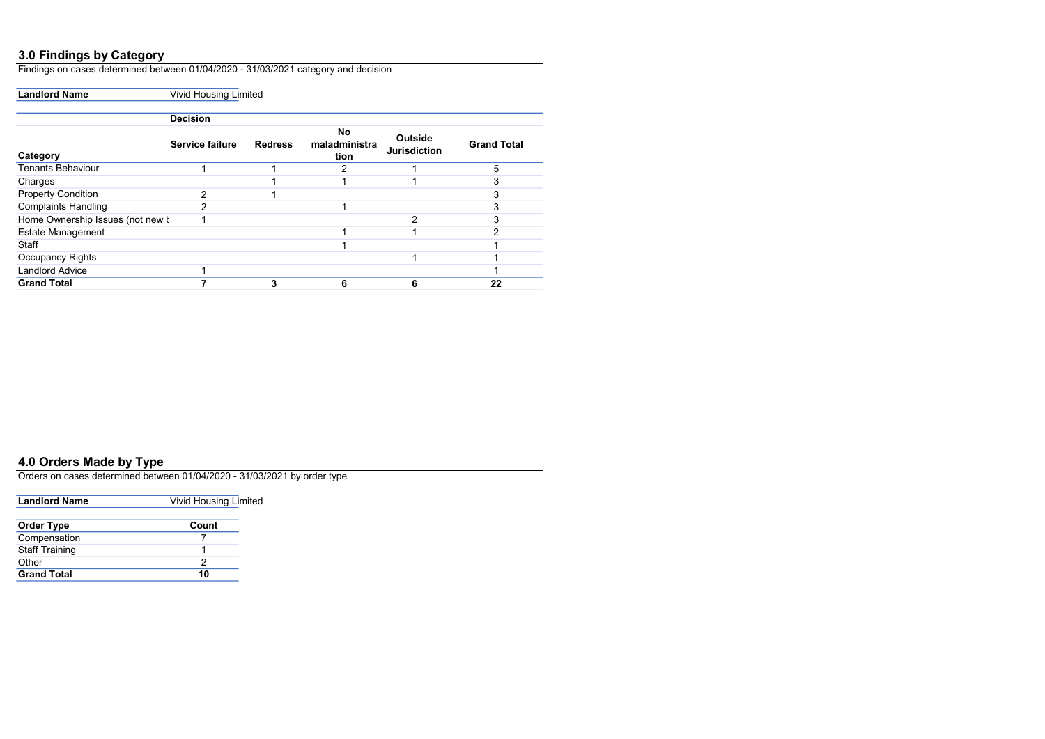## 3.0 Findings by Category

Findings on cases determined between 01/04/2020 - 31/03/2021 category and decision

| **Landlord Name** | Vivid Housing Limited |
|---|---|

| | **Decision** | | | | |
|---|---|---|---|---|---|
| **Category** | **Service failure** | **Redress** | **No maladministration** | **Outside Jurisdiction** | **Grand Total** |
| Tenants Behaviour | 1 | 1 | 2 | 1 | 5 |
| Charges | | 1 | 1 | 1 | 3 |
| Property Condition | 2 | 1 | | | 3 |
| Complaints Handling | 2 | | 1 | | 3 |
| Home Ownership Issues (not new t | 1 | | | 2 | 3 |
| Estate Management | | | 1 | 1 | 2 |
| Staff | | | 1 | | 1 |
| Occupancy Rights | | | | 1 | 1 |
| Landlord Advice | 1 | | | | 1 |
| **Grand Total** | **7** | **3** | **6** | **6** | **22** |

## 4.0 Orders Made by Type

Orders on cases determined between 01/04/2020 - 31/03/2021 by order type

| **Landlord Name** | Vivid Housing Limited |
|---|---|

| **Order Type** | **Count** |
|---|---|
| Compensation | 7 |
| Staff Training | 1 |
| Other | 2 |
| **Grand Total** | **10** |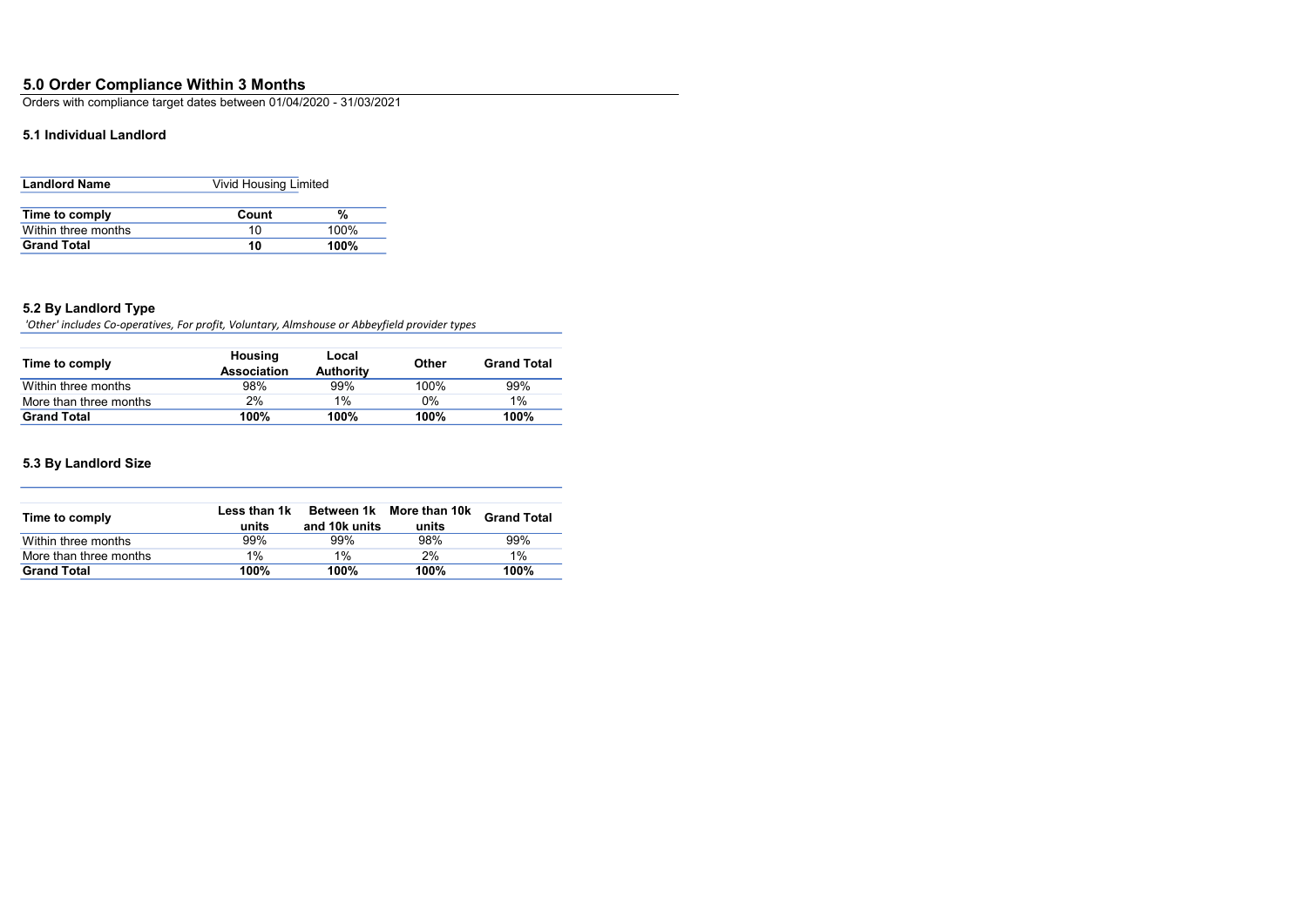## 5.0 Order Compliance Within 3 Months

Orders with compliance target dates between 01/04/2020 - 31/03/2021

### 5.1 Individual Landlord

| Landlord Name | Vivid Housing Limited |
|---|---|

| Time to comply | Count | % |
|---|---|---|
| Within three months | 10 | 100% |
| **Grand Total** | **10** | **100%** |

### 5.2 By Landlord Type

*'Other' includes Co-operatives, For profit, Voluntary, Almshouse or Abbeyfield provider types*

| Time to comply | Housing Association | Local Authority | Other | Grand Total |
|---|---|---|---|---|
| Within three months | 98% | 99% | 100% | 99% |
| More than three months | 2% | 1% | 0% | 1% |
| **Grand Total** | **100%** | **100%** | **100%** | **100%** |

### 5.3 By Landlord Size

| Time to comply | Less than 1k units | Between 1k and 10k units | More than 10k units | Grand Total |
|---|---|---|---|---|
| Within three months | 99% | 99% | 98% | 99% |
| More than three months | 1% | 1% | 2% | 1% |
| **Grand Total** | **100%** | **100%** | **100%** | **100%** |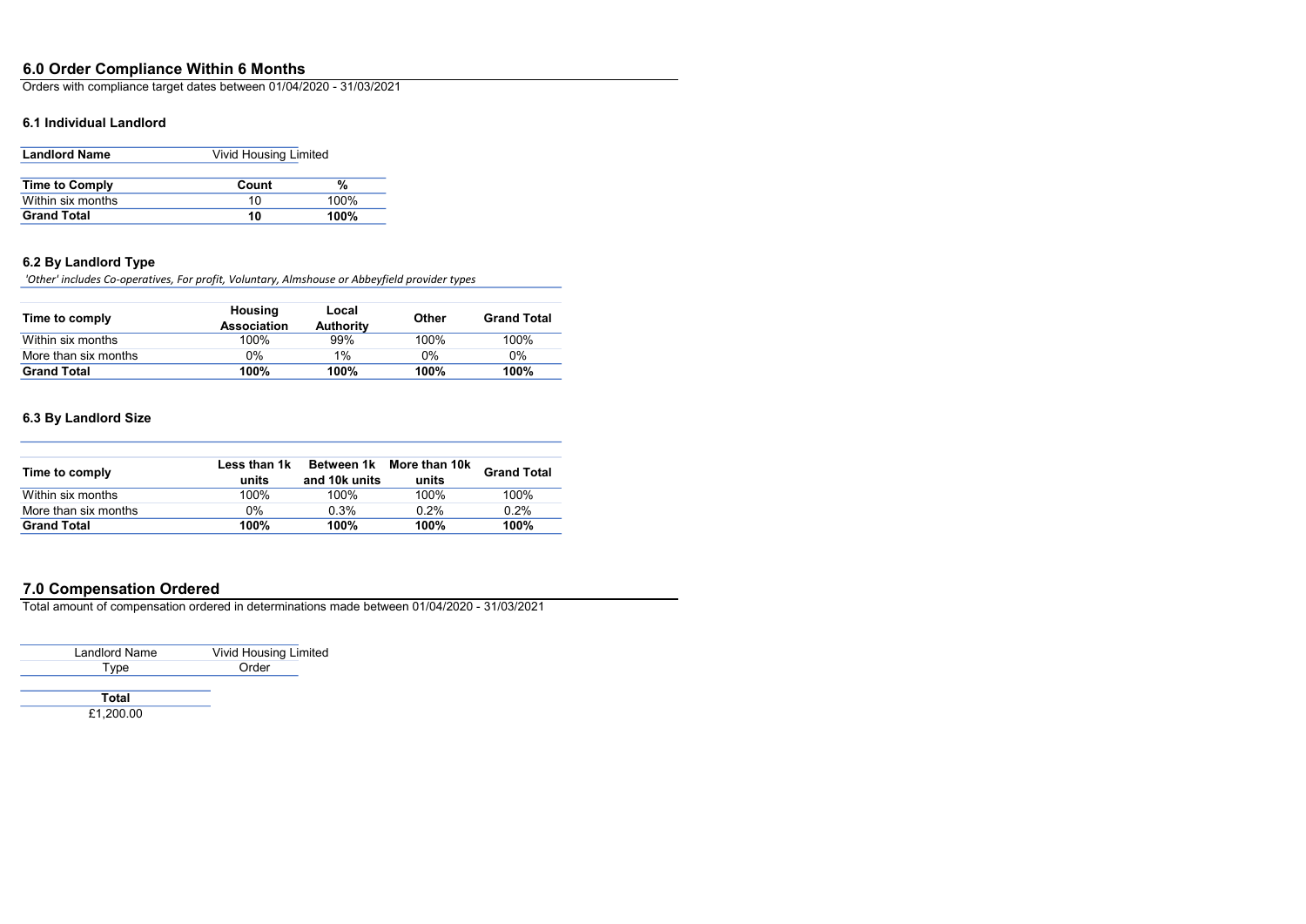## 6.0 Order Compliance Within 6 Months

Orders with compliance target dates between 01/04/2020 - 31/03/2021

### 6.1 Individual Landlord

| Landlord Name | Vivid Housing Limited |
|---|---|

| Time to Comply | Count | % |
|---|---|---|
| Within six months | 10 | 100% |
| **Grand Total** | **10** | **100%** |

### 6.2 By Landlord Type

*'Other' includes Co-operatives, For profit, Voluntary, Almshouse or Abbeyfield provider types*

| Time to comply | Housing Association | Local Authority | Other | Grand Total |
|---|---|---|---|---|
| Within six months | 100% | 99% | 100% | 100% |
| More than six months | 0% | 1% | 0% | 0% |
| **Grand Total** | **100%** | **100%** | **100%** | **100%** |

### 6.3 By Landlord Size

| Time to comply | Less than 1k units | Between 1k and 10k units | More than 10k units | Grand Total |
|---|---|---|---|---|
| Within six months | 100% | 100% | 100% | 100% |
| More than six months | 0% | 0.3% | 0.2% | 0.2% |
| **Grand Total** | **100%** | **100%** | **100%** | **100%** |

## 7.0 Compensation Ordered

Total amount of compensation ordered in determinations made between 01/04/2020 - 31/03/2021

| Landlord Name | Vivid Housing Limited |
|---|---|
| Type | Order |

| Total |
|---|
| £1,200.00 |